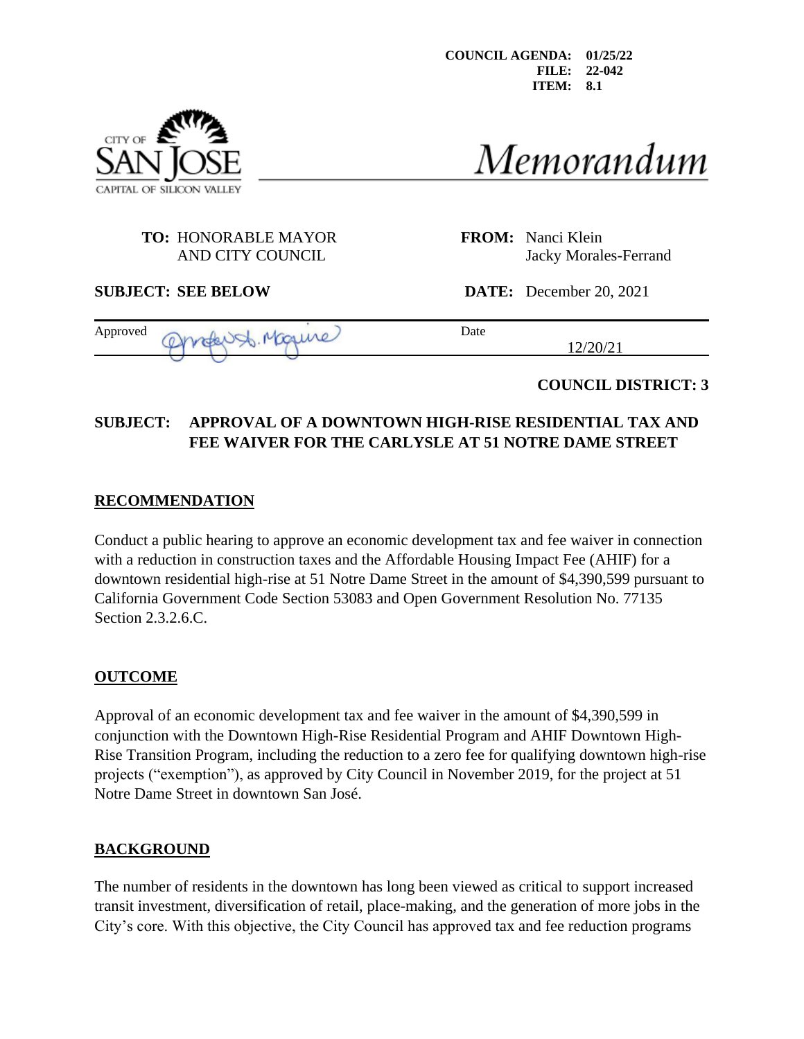COUNCIL AGENDA: 01/25/22
FILE: 22-042
ITEM: 8.1

CITY OF SAN JOSE
CAPITAL OF SILICON VALLEY

# Memorandum

**TO:** HONORABLE MAYOR AND CITY COUNCIL

**FROM:** Nanci Klein
Jacky Morales-Ferrand

**SUBJECT: SEE BELOW**

**DATE:** December 20, 2021

Approved: 

Date: 12/20/21

**COUNCIL DISTRICT: 3**

**SUBJECT: APPROVAL OF A DOWNTOWN HIGH-RISE RESIDENTIAL TAX AND FEE WAIVER FOR THE CARLYSLE AT 51 NOTRE DAME STREET**

## RECOMMENDATION

Conduct a public hearing to approve an economic development tax and fee waiver in connection with a reduction in construction taxes and the Affordable Housing Impact Fee (AHIF) for a downtown residential high-rise at 51 Notre Dame Street in the amount of $4,390,599 pursuant to California Government Code Section 53083 and Open Government Resolution No. 77135 Section 2.3.2.6.C.

## OUTCOME

Approval of an economic development tax and fee waiver in the amount of $4,390,599 in conjunction with the Downtown High-Rise Residential Program and AHIF Downtown High-Rise Transition Program, including the reduction to a zero fee for qualifying downtown high-rise projects ("exemption"), as approved by City Council in November 2019, for the project at 51 Notre Dame Street in downtown San José.

## BACKGROUND

The number of residents in the downtown has long been viewed as critical to support increased transit investment, diversification of retail, place-making, and the generation of more jobs in the City's core. With this objective, the City Council has approved tax and fee reduction programs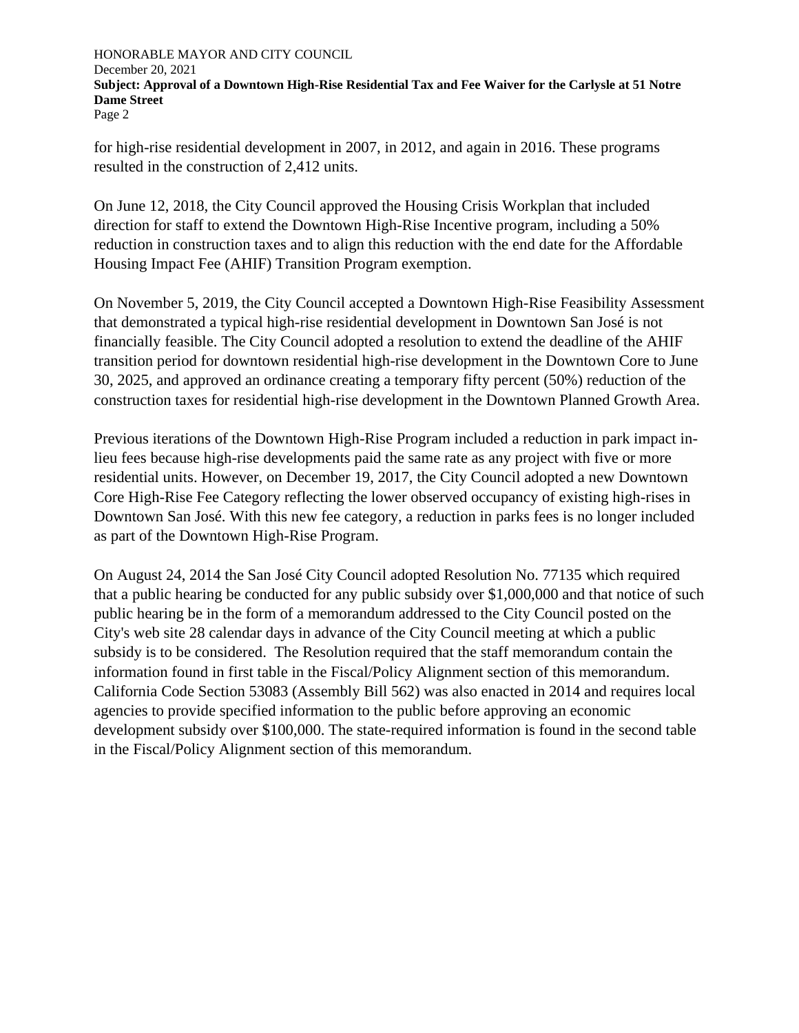for high-rise residential development in 2007, in 2012, and again in 2016. These programs resulted in the construction of 2,412 units.

On June 12, 2018, the City Council approved the Housing Crisis Workplan that included direction for staff to extend the Downtown High-Rise Incentive program, including a 50% reduction in construction taxes and to align this reduction with the end date for the Affordable Housing Impact Fee (AHIF) Transition Program exemption.

On November 5, 2019, the City Council accepted a Downtown High-Rise Feasibility Assessment that demonstrated a typical high-rise residential development in Downtown San José is not financially feasible. The City Council adopted a resolution to extend the deadline of the AHIF transition period for downtown residential high-rise development in the Downtown Core to June 30, 2025, and approved an ordinance creating a temporary fifty percent (50%) reduction of the construction taxes for residential high-rise development in the Downtown Planned Growth Area.

Previous iterations of the Downtown High-Rise Program included a reduction in park impact in-lieu fees because high-rise developments paid the same rate as any project with five or more residential units. However, on December 19, 2017, the City Council adopted a new Downtown Core High-Rise Fee Category reflecting the lower observed occupancy of existing high-rises in Downtown San José. With this new fee category, a reduction in parks fees is no longer included as part of the Downtown High-Rise Program.

On August 24, 2014 the San José City Council adopted Resolution No. 77135 which required that a public hearing be conducted for any public subsidy over $1,000,000 and that notice of such public hearing be in the form of a memorandum addressed to the City Council posted on the City's web site 28 calendar days in advance of the City Council meeting at which a public subsidy is to be considered. The Resolution required that the staff memorandum contain the information found in first table in the Fiscal/Policy Alignment section of this memorandum. California Code Section 53083 (Assembly Bill 562) was also enacted in 2014 and requires local agencies to provide specified information to the public before approving an economic development subsidy over $100,000. The state-required information is found in the second table in the Fiscal/Policy Alignment section of this memorandum.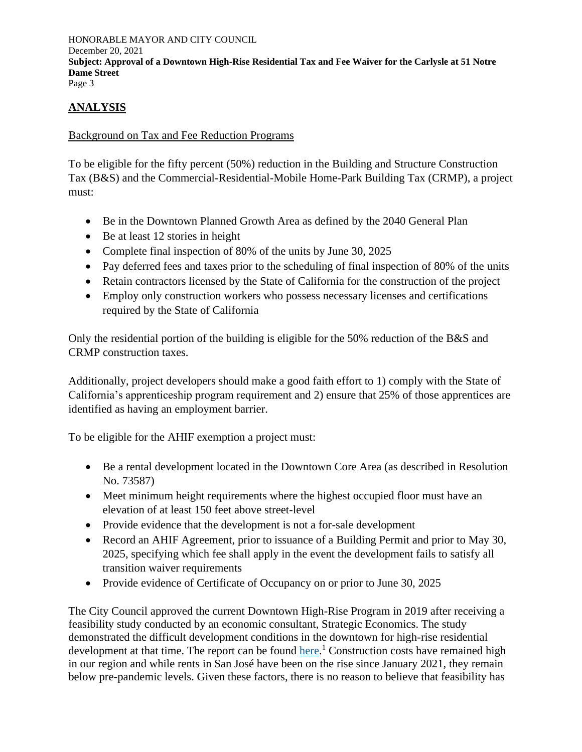## ANALYSIS

Background on Tax and Fee Reduction Programs

To be eligible for the fifty percent (50%) reduction in the Building and Structure Construction Tax (B&S) and the Commercial-Residential-Mobile Home-Park Building Tax (CRMP), a project must:

- Be in the Downtown Planned Growth Area as defined by the 2040 General Plan
- Be at least 12 stories in height
- Complete final inspection of 80% of the units by June 30, 2025
- Pay deferred fees and taxes prior to the scheduling of final inspection of 80% of the units
- Retain contractors licensed by the State of California for the construction of the project
- Employ only construction workers who possess necessary licenses and certifications required by the State of California

Only the residential portion of the building is eligible for the 50% reduction of the B&S and CRMP construction taxes.

Additionally, project developers should make a good faith effort to 1) comply with the State of California's apprenticeship program requirement and 2) ensure that 25% of those apprentices are identified as having an employment barrier.

To be eligible for the AHIF exemption a project must:

- Be a rental development located in the Downtown Core Area (as described in Resolution No. 73587)
- Meet minimum height requirements where the highest occupied floor must have an elevation of at least 150 feet above street-level
- Provide evidence that the development is not a for-sale development
- Record an AHIF Agreement, prior to issuance of a Building Permit and prior to May 30, 2025, specifying which fee shall apply in the event the development fails to satisfy all transition waiver requirements
- Provide evidence of Certificate of Occupancy on or prior to June 30, 2025

The City Council approved the current Downtown High-Rise Program in 2019 after receiving a feasibility study conducted by an economic consultant, Strategic Economics. The study demonstrated the difficult development conditions in the downtown for high-rise residential development at that time. The report can be found here.[1] Construction costs have remained high in our region and while rents in San José have been on the rise since January 2021, they remain below pre-pandemic levels. Given these factors, there is no reason to believe that feasibility has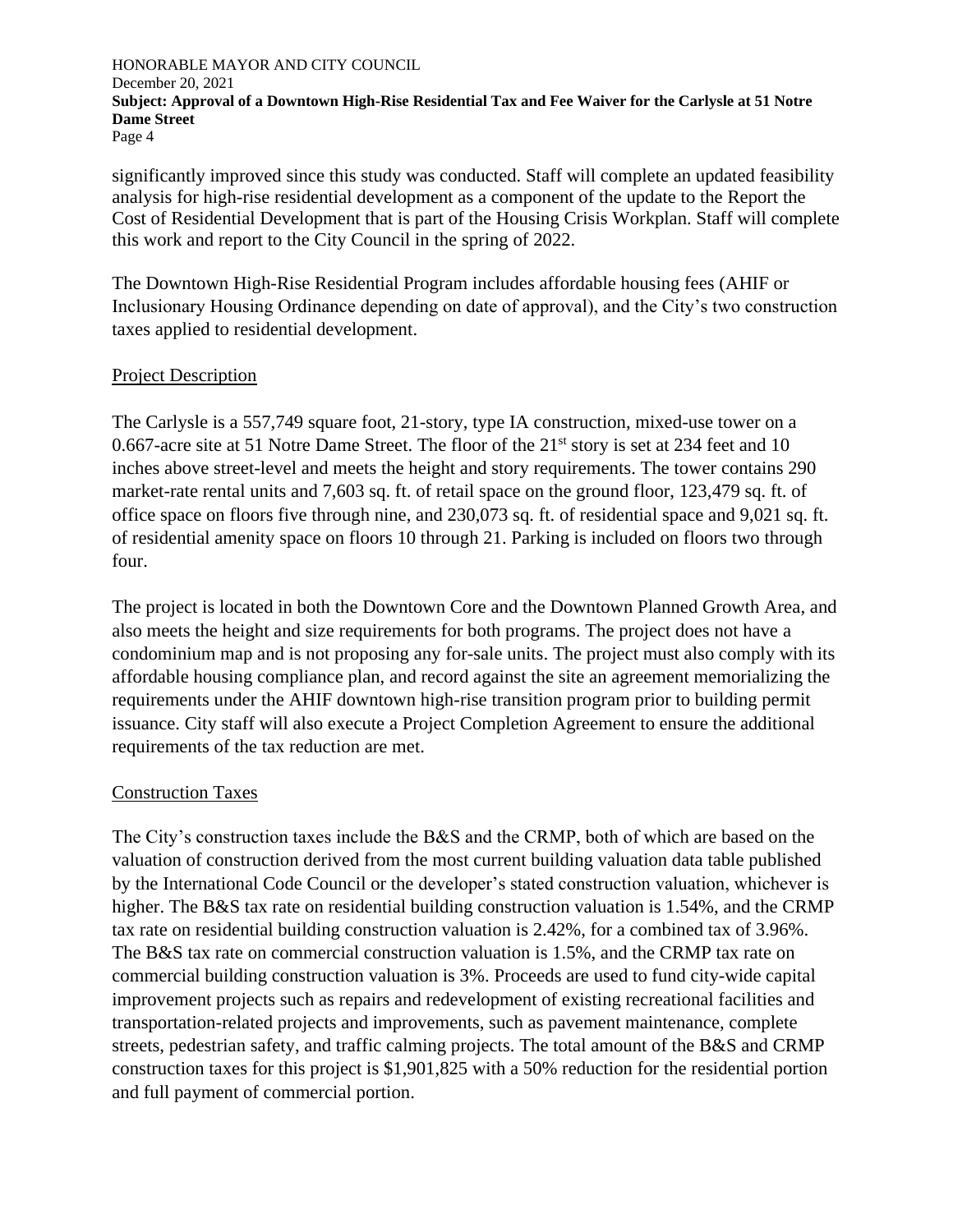significantly improved since this study was conducted. Staff will complete an updated feasibility analysis for high-rise residential development as a component of the update to the Report the Cost of Residential Development that is part of the Housing Crisis Workplan. Staff will complete this work and report to the City Council in the spring of 2022.

The Downtown High-Rise Residential Program includes affordable housing fees (AHIF or Inclusionary Housing Ordinance depending on date of approval), and the City's two construction taxes applied to residential development.

## Project Description

The Carlysle is a 557,749 square foot, 21-story, type IA construction, mixed-use tower on a 0.667-acre site at 51 Notre Dame Street. The floor of the 21st story is set at 234 feet and 10 inches above street-level and meets the height and story requirements. The tower contains 290 market-rate rental units and 7,603 sq. ft. of retail space on the ground floor, 123,479 sq. ft. of office space on floors five through nine, and 230,073 sq. ft. of residential space and 9,021 sq. ft. of residential amenity space on floors 10 through 21. Parking is included on floors two through four.

The project is located in both the Downtown Core and the Downtown Planned Growth Area, and also meets the height and size requirements for both programs. The project does not have a condominium map and is not proposing any for-sale units. The project must also comply with its affordable housing compliance plan, and record against the site an agreement memorializing the requirements under the AHIF downtown high-rise transition program prior to building permit issuance. City staff will also execute a Project Completion Agreement to ensure the additional requirements of the tax reduction are met.

## Construction Taxes

The City's construction taxes include the B&S and the CRMP, both of which are based on the valuation of construction derived from the most current building valuation data table published by the International Code Council or the developer's stated construction valuation, whichever is higher. The B&S tax rate on residential building construction valuation is 1.54%, and the CRMP tax rate on residential building construction valuation is 2.42%, for a combined tax of 3.96%. The B&S tax rate on commercial construction valuation is 1.5%, and the CRMP tax rate on commercial building construction valuation is 3%. Proceeds are used to fund city-wide capital improvement projects such as repairs and redevelopment of existing recreational facilities and transportation-related projects and improvements, such as pavement maintenance, complete streets, pedestrian safety, and traffic calming projects. The total amount of the B&S and CRMP construction taxes for this project is $1,901,825 with a 50% reduction for the residential portion and full payment of commercial portion.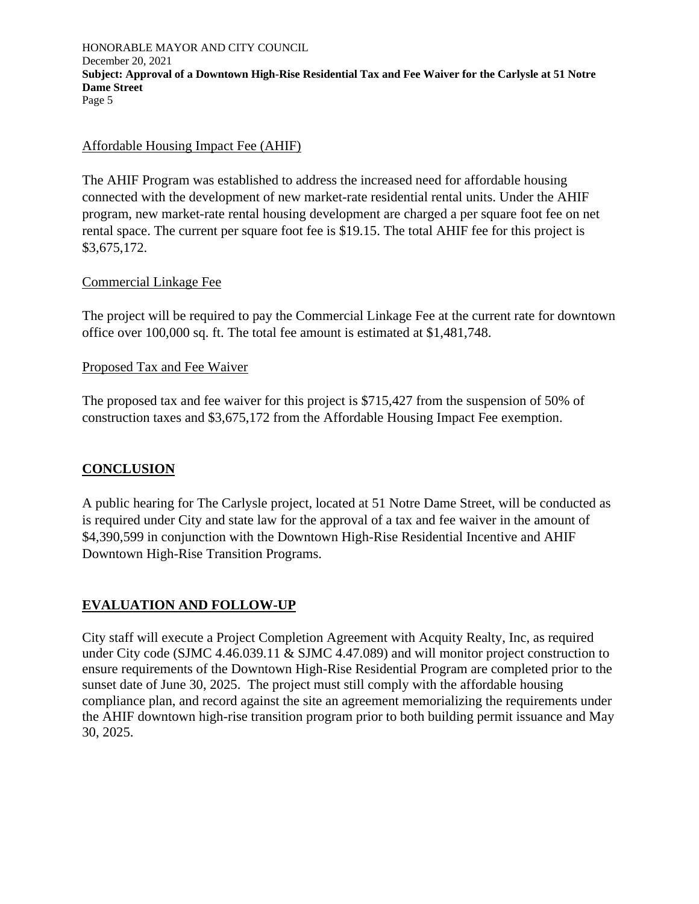Affordable Housing Impact Fee (AHIF)

The AHIF Program was established to address the increased need for affordable housing connected with the development of new market-rate residential rental units. Under the AHIF program, new market-rate rental housing development are charged a per square foot fee on net rental space. The current per square foot fee is $19.15. The total AHIF fee for this project is $3,675,172.

Commercial Linkage Fee

The project will be required to pay the Commercial Linkage Fee at the current rate for downtown office over 100,000 sq. ft. The total fee amount is estimated at $1,481,748.

Proposed Tax and Fee Waiver

The proposed tax and fee waiver for this project is $715,427 from the suspension of 50% of construction taxes and $3,675,172 from the Affordable Housing Impact Fee exemption.

## CONCLUSION

A public hearing for The Carlysle project, located at 51 Notre Dame Street, will be conducted as is required under City and state law for the approval of a tax and fee waiver in the amount of $4,390,599 in conjunction with the Downtown High-Rise Residential Incentive and AHIF Downtown High-Rise Transition Programs.

## EVALUATION AND FOLLOW-UP

City staff will execute a Project Completion Agreement with Acquity Realty, Inc, as required under City code (SJMC 4.46.039.11 & SJMC 4.47.089) and will monitor project construction to ensure requirements of the Downtown High-Rise Residential Program are completed prior to the sunset date of June 30, 2025. The project must still comply with the affordable housing compliance plan, and record against the site an agreement memorializing the requirements under the AHIF downtown high-rise transition program prior to both building permit issuance and May 30, 2025.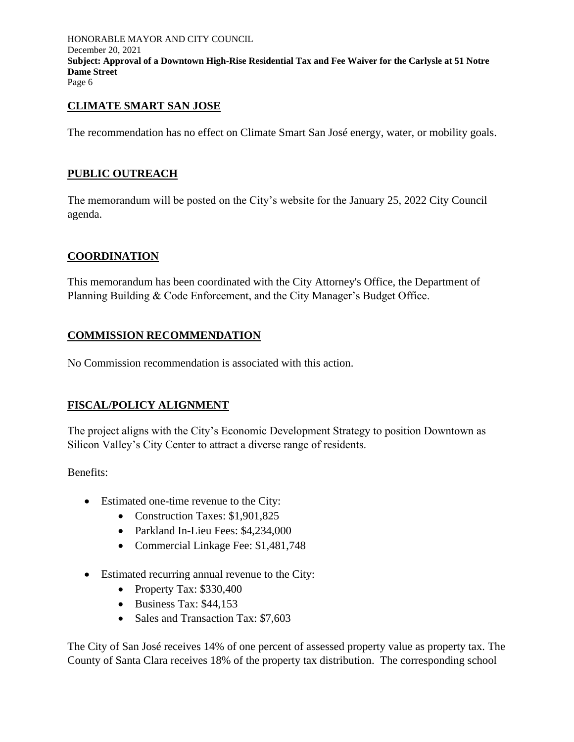## CLIMATE SMART SAN JOSE

The recommendation has no effect on Climate Smart San José energy, water, or mobility goals.

## PUBLIC OUTREACH

The memorandum will be posted on the City's website for the January 25, 2022 City Council agenda.

## COORDINATION

This memorandum has been coordinated with the City Attorney's Office, the Department of Planning Building & Code Enforcement, and the City Manager's Budget Office.

## COMMISSION RECOMMENDATION

No Commission recommendation is associated with this action.

## FISCAL/POLICY ALIGNMENT

The project aligns with the City's Economic Development Strategy to position Downtown as Silicon Valley's City Center to attract a diverse range of residents.

Benefits:

- Estimated one-time revenue to the City:
  - Construction Taxes: $1,901,825
  - Parkland In-Lieu Fees: $4,234,000
  - Commercial Linkage Fee: $1,481,748

- Estimated recurring annual revenue to the City:
  - Property Tax: $330,400
  - Business Tax: $44,153
  - Sales and Transaction Tax: $7,603

The City of San José receives 14% of one percent of assessed property value as property tax. The County of Santa Clara receives 18% of the property tax distribution. The corresponding school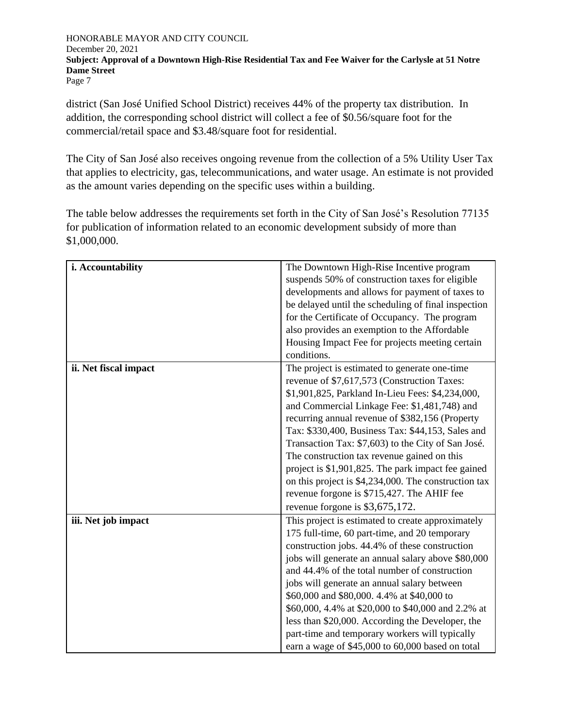district (San José Unified School District) receives 44% of the property tax distribution. In addition, the corresponding school district will collect a fee of $0.56/square foot for the commercial/retail space and $3.48/square foot for residential.

The City of San José also receives ongoing revenue from the collection of a 5% Utility User Tax that applies to electricity, gas, telecommunications, and water usage. An estimate is not provided as the amount varies depending on the specific uses within a building.

The table below addresses the requirements set forth in the City of San José's Resolution 77135 for publication of information related to an economic development subsidy of more than $1,000,000.

| | |
|---|---|
| **i. Accountability** | The Downtown High-Rise Incentive program suspends 50% of construction taxes for eligible developments and allows for payment of taxes to be delayed until the scheduling of final inspection for the Certificate of Occupancy. The program also provides an exemption to the Affordable Housing Impact Fee for projects meeting certain conditions. |
| **ii. Net fiscal impact** | The project is estimated to generate one-time revenue of $7,617,573 (Construction Taxes: $1,901,825, Parkland In-Lieu Fees: $4,234,000, and Commercial Linkage Fee: $1,481,748) and recurring annual revenue of $382,156 (Property Tax: $330,400, Business Tax: $44,153, Sales and Transaction Tax: $7,603) to the City of San José. The construction tax revenue gained on this project is $1,901,825. The park impact fee gained on this project is $4,234,000. The construction tax revenue forgone is $715,427. The AHIF fee revenue forgone is $3,675,172. |
| **iii. Net job impact** | This project is estimated to create approximately 175 full-time, 60 part-time, and 20 temporary construction jobs. 44.4% of these construction jobs will generate an annual salary above $80,000 and 44.4% of the total number of construction jobs will generate an annual salary between $60,000 and $80,000. 4.4% at $40,000 to $60,000, 4.4% at $20,000 to $40,000 and 2.2% at less than $20,000. According the Developer, the part-time and temporary workers will typically earn a wage of $45,000 to 60,000 based on total |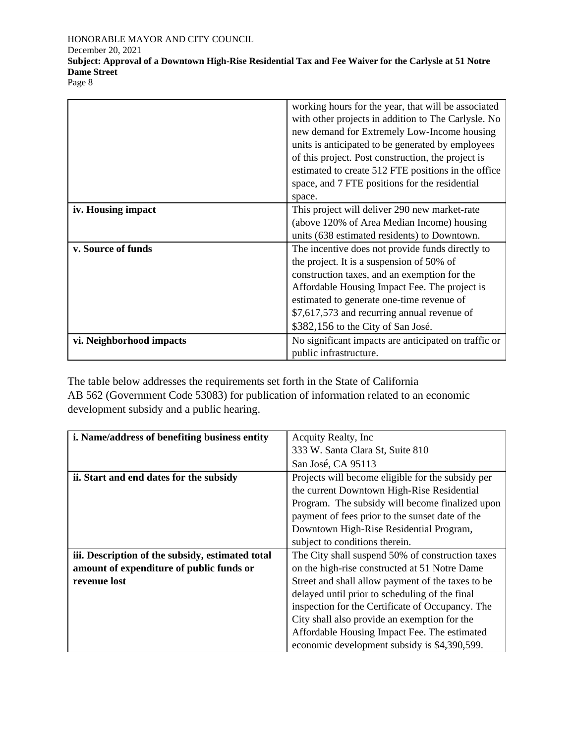| | |
|---|---|
| | working hours for the year, that will be associated with other projects in addition to The Carlysle. No new demand for Extremely Low-Income housing units is anticipated to be generated by employees of this project. Post construction, the project is estimated to create 512 FTE positions in the office space, and 7 FTE positions for the residential space. |
| **iv. Housing impact** | This project will deliver 290 new market-rate (above 120% of Area Median Income) housing units (638 estimated residents) to Downtown. |
| **v. Source of funds** | The incentive does not provide funds directly to the project. It is a suspension of 50% of construction taxes, and an exemption for the Affordable Housing Impact Fee. The project is estimated to generate one-time revenue of $7,617,573 and recurring annual revenue of $382,156 to the City of San José. |
| **vi. Neighborhood impacts** | No significant impacts are anticipated on traffic or public infrastructure. |

The table below addresses the requirements set forth in the State of California AB 562 (Government Code 53083) for publication of information related to an economic development subsidy and a public hearing.

| | |
|---|---|
| **i. Name/address of benefiting business entity** | Acquity Realty, Inc<br>333 W. Santa Clara St, Suite 810<br>San José, CA 95113 |
| **ii. Start and end dates for the subsidy** | Projects will become eligible for the subsidy per the current Downtown High-Rise Residential Program. The subsidy will become finalized upon payment of fees prior to the sunset date of the Downtown High-Rise Residential Program, subject to conditions therein. |
| **iii. Description of the subsidy, estimated total amount of expenditure of public funds or revenue lost** | The City shall suspend 50% of construction taxes on the high-rise constructed at 51 Notre Dame Street and shall allow payment of the taxes to be delayed until prior to scheduling of the final inspection for the Certificate of Occupancy. The City shall also provide an exemption for the Affordable Housing Impact Fee. The estimated economic development subsidy is $4,390,599. |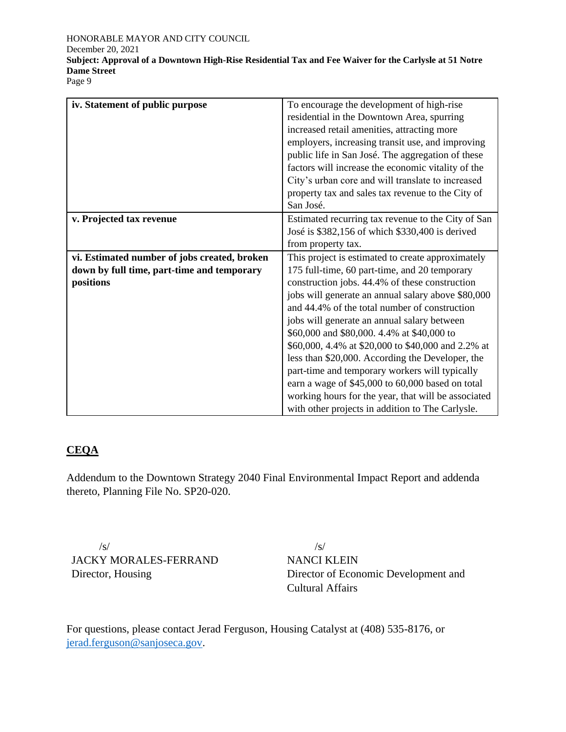| | |
|---|---|
| **iv. Statement of public purpose** | To encourage the development of high-rise residential in the Downtown Area, spurring increased retail amenities, attracting more employers, increasing transit use, and improving public life in San José. The aggregation of these factors will increase the economic vitality of the City's urban core and will translate to increased property tax and sales tax revenue to the City of San José. |
| **v. Projected tax revenue** | Estimated recurring tax revenue to the City of San José is $382,156 of which $330,400 is derived from property tax. |
| **vi. Estimated number of jobs created, broken down by full time, part-time and temporary positions** | This project is estimated to create approximately 175 full-time, 60 part-time, and 20 temporary construction jobs. 44.4% of these construction jobs will generate an annual salary above $80,000 and 44.4% of the total number of construction jobs will generate an annual salary between $60,000 and $80,000. 4.4% at $40,000 to $60,000, 4.4% at $20,000 to $40,000 and 2.2% at less than $20,000. According the Developer, the part-time and temporary workers will typically earn a wage of $45,000 to 60,000 based on total working hours for the year, that will be associated with other projects in addition to The Carlysle. |

## CEQA

Addendum to the Downtown Strategy 2040 Final Environmental Impact Report and addenda thereto, Planning File No. SP20-020.

/s/
JACKY MORALES-FERRAND
Director, Housing

/s/
NANCI KLEIN
Director of Economic Development and Cultural Affairs

For questions, please contact Jerad Ferguson, Housing Catalyst at (408) 535-8176, or jerad.ferguson@sanjoseca.gov.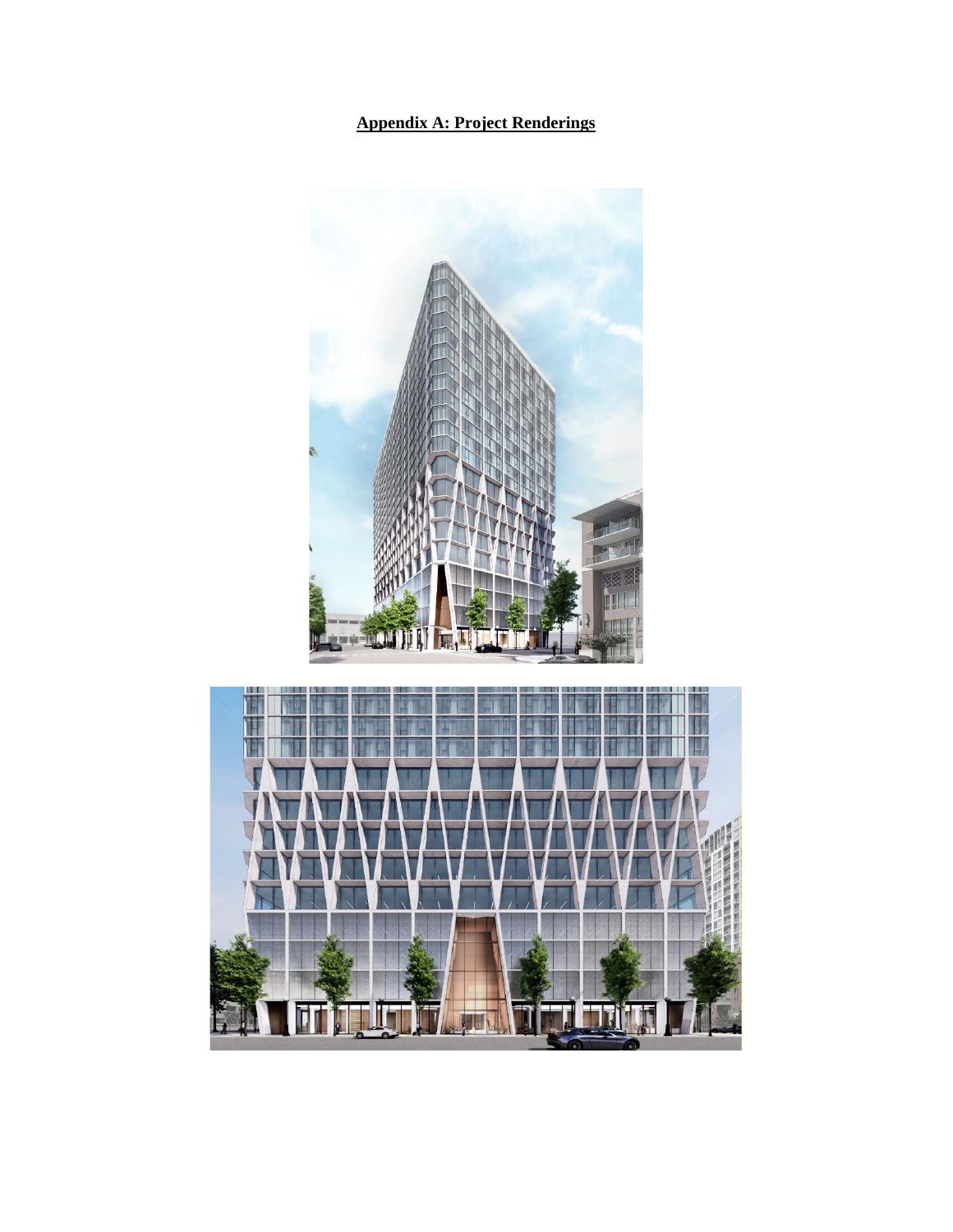**Appendix A: Project Renderings**